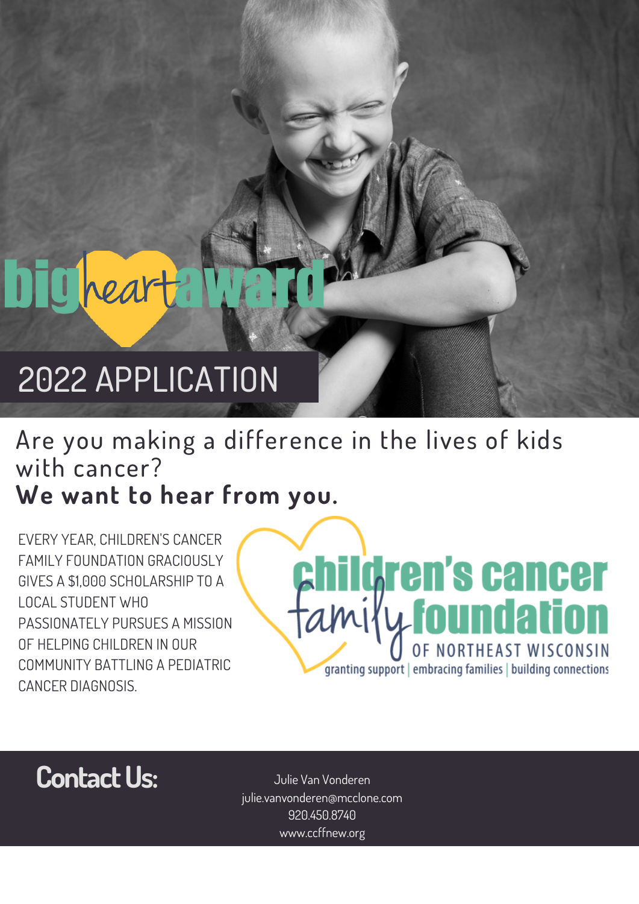# big heart award

## 2022 APPLICATION

Are you making a difference in the lives of kids with cancer?
**We want to hear from you.**

EVERY YEAR, CHILDREN'S CANCER FAMILY FOUNDATION GRACIOUSLY GIVES A $1,000 SCHOLARSHIP TO A LOCAL STUDENT WHO PASSIONATELY PURSUES A MISSION OF HELPING CHILDREN IN OUR COMMUNITY BATTLING A PEDIATRIC CANCER DIAGNOSIS.

children's cancer family foundation
OF NORTHEAST WISCONSIN
granting support | embracing families | building connections

## Contact Us:

Julie Van Vonderen
julie.vanvonderen@mcclone.com
920.450.8740
www.ccffnew.org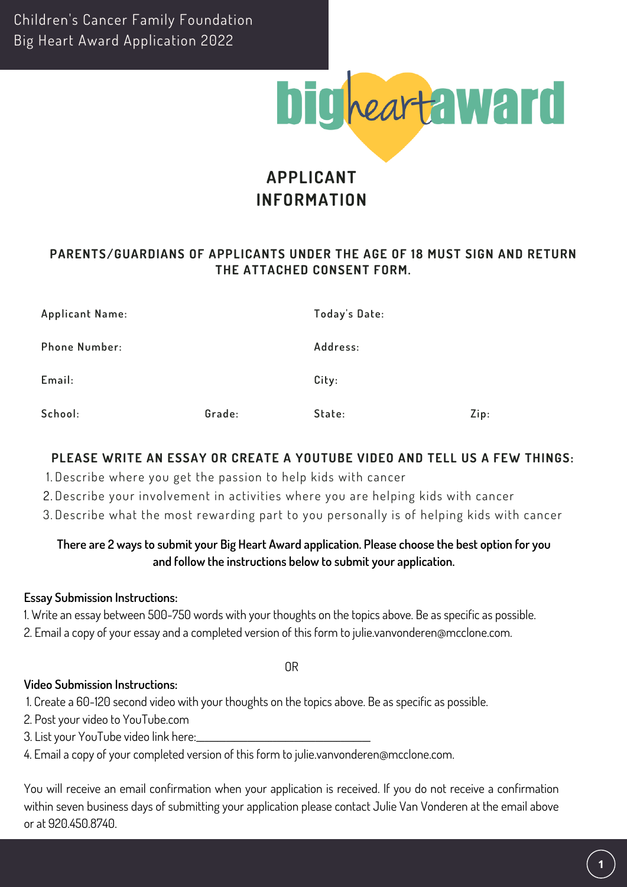Children's Cancer Family Foundation
Big Heart Award Application 2022

big heart award

# APPLICANT INFORMATION

**PARENTS/GUARDIANS OF APPLICANTS UNDER THE AGE OF 18 MUST SIGN AND RETURN THE ATTACHED CONSENT FORM.**

| | | | |
|---|---|---|---|
| Applicant Name: | | Today's Date: | |
| Phone Number: | | Address: | |
| Email: | | City: | |
| School: | Grade: | State: | Zip: |

## PLEASE WRITE AN ESSAY OR CREATE A YOUTUBE VIDEO AND TELL US A FEW THINGS:

1. Describe where you get the passion to help kids with cancer
2. Describe your involvement in activities where you are helping kids with cancer
3. Describe what the most rewarding part to you personally is of helping kids with cancer

**There are 2 ways to submit your Big Heart Award application. Please choose the best option for you and follow the instructions below to submit your application.**

**Essay Submission Instructions:**

1. Write an essay between 500-750 words with your thoughts on the topics above. Be as specific as possible.
2. Email a copy of your essay and a completed version of this form to julie.vanvonderen@mcclone.com.

OR

**Video Submission Instructions:**

1. Create a 60-120 second video with your thoughts on the topics above. Be as specific as possible.
2. Post your video to YouTube.com
3. List your YouTube video link here:______________________________
4. Email a copy of your completed version of this form to julie.vanvonderen@mcclone.com.

You will receive an email confirmation when your application is received. If you do not receive a confirmation within seven business days of submitting your application please contact Julie Van Vonderen at the email above or at 920.450.8740.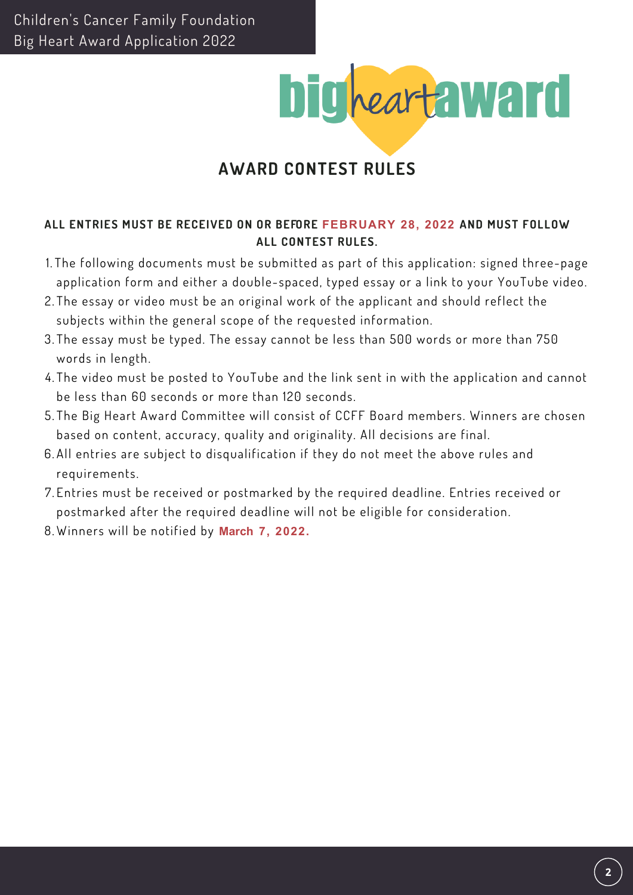# AWARD CONTEST RULES

**ALL ENTRIES MUST BE RECEIVED ON OR BEFORE FEBRUARY 28, 2022 AND MUST FOLLOW ALL CONTEST RULES.**

1. The following documents must be submitted as part of this application: signed three-page application form and either a double-spaced, typed essay or a link to your YouTube video.
2. The essay or video must be an original work of the applicant and should reflect the subjects within the general scope of the requested information.
3. The essay must be typed. The essay cannot be less than 500 words or more than 750 words in length.
4. The video must be posted to YouTube and the link sent in with the application and cannot be less than 60 seconds or more than 120 seconds.
5. The Big Heart Award Committee will consist of CCFF Board members. Winners are chosen based on content, accuracy, quality and originality. All decisions are final.
6. All entries are subject to disqualification if they do not meet the above rules and requirements.
7. Entries must be received or postmarked by the required deadline. Entries received or postmarked after the required deadline will not be eligible for consideration.
8. Winners will be notified by **March 7, 2022.**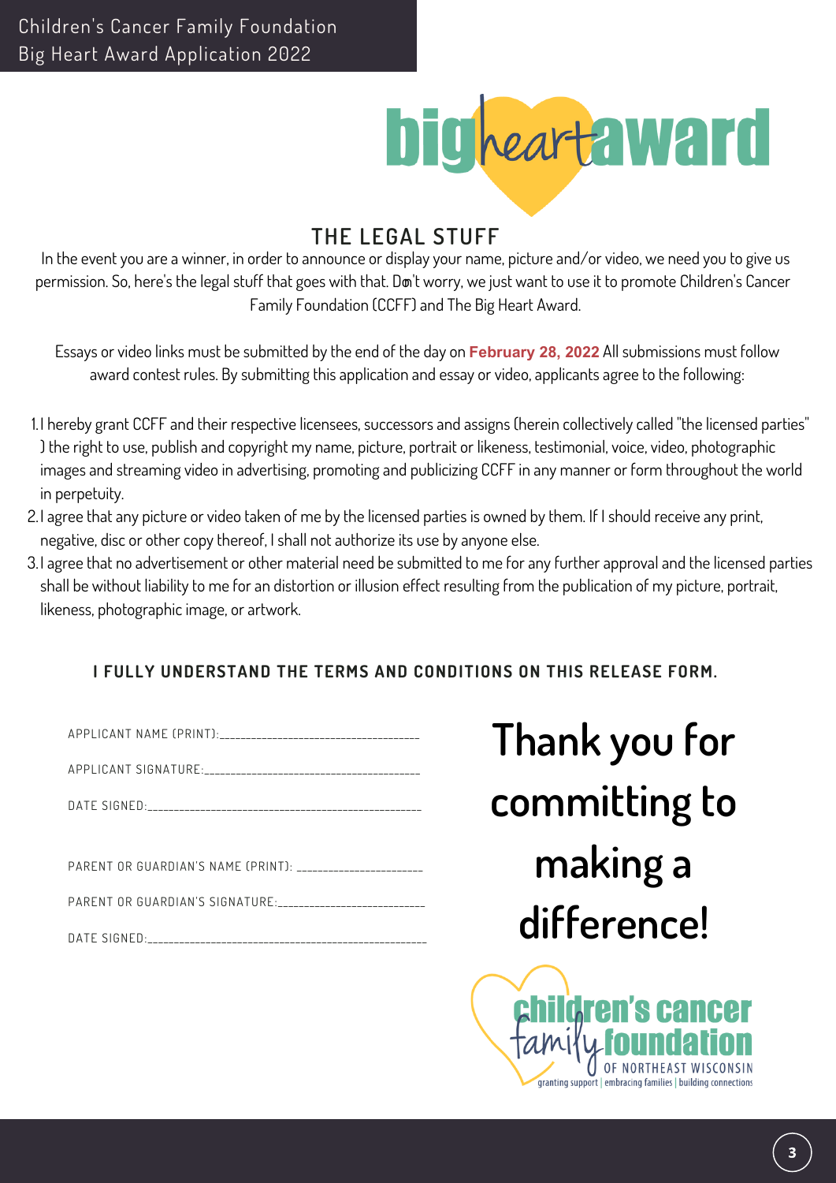Children's Cancer Family Foundation
Big Heart Award Application 2022

big heart award

## THE LEGAL STUFF

In the event you are a winner, in order to announce or display your name, picture and/or video, we need you to give us permission. So, here's the legal stuff that goes with that. Don't worry, we just want to use it to promote Children's Cancer Family Foundation (CCFF) and The Big Heart Award.

Essays or video links must be submitted by the end of the day on **February 28, 2022** All submissions must follow award contest rules. By submitting this application and essay or video, applicants agree to the following:

1. I hereby grant CCFF and their respective licensees, successors and assigns (herein collectively called "the licensed parties" ) the right to use, publish and copyright my name, picture, portrait or likeness, testimonial, voice, video, photographic images and streaming video in advertising, promoting and publicizing CCFF in any manner or form throughout the world in perpetuity.
2. I agree that any picture or video taken of me by the licensed parties is owned by them. If I should receive any print, negative, disc or other copy thereof, I shall not authorize its use by anyone else.
3. I agree that no advertisement or other material need be submitted to me for any further approval and the licensed parties shall be without liability to me for an distortion or illusion effect resulting from the publication of my picture, portrait, likeness, photographic image, or artwork.

**I FULLY UNDERSTAND THE TERMS AND CONDITIONS ON THIS RELEASE FORM.**

APPLICANT NAME (PRINT):_______________________________________

APPLICANT SIGNATURE:________________________________________

DATE SIGNED:____________________________________________________

PARENT OR GUARDIAN'S NAME (PRINT): ________________________

PARENT OR GUARDIAN'S SIGNATURE:____________________________

DATE SIGNED:____________________________________________________

# Thank you for committing to making a difference!

children's cancer family foundation
OF NORTHEAST WISCONSIN
granting support | embracing families | building connections